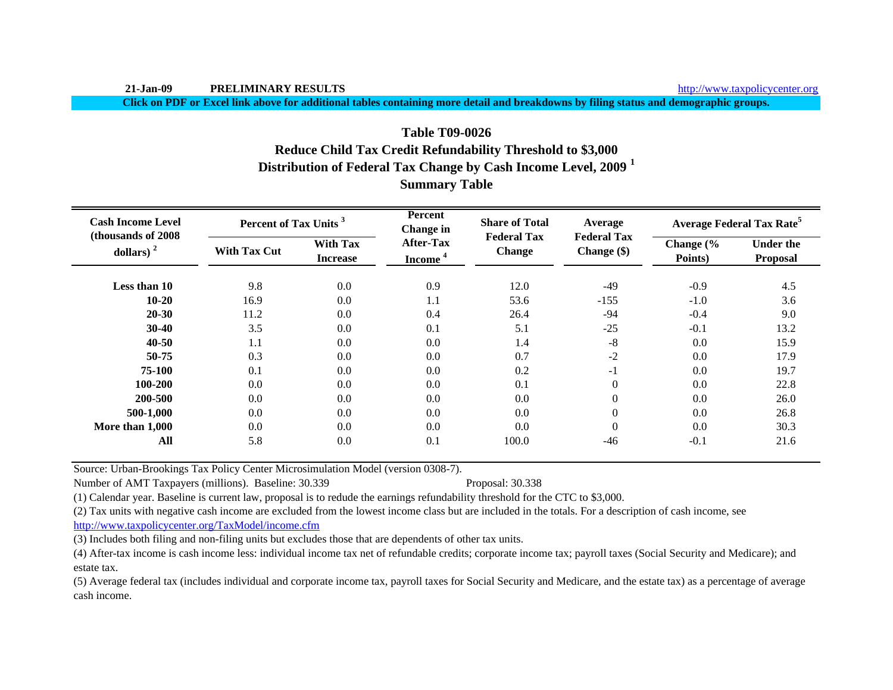21-Jan-09 **PRELIMINARY RESULTS** http://www.taxpolicycenter.org

**Click on PDF or Excel link above for additional tables containing more detail and breakdowns by filing status and demographic groups.**

## Table T09-0026
## Reduce Child Tax Credit Refundability Threshold to $3,000
## Distribution of Federal Tax Change by Cash Income Level, 2009 [1]
## Summary Table

| Cash Income Level (thousands of 2008 dollars) [2] | Percent of Tax Units [3] | | Percent Change in After-Tax Income [4] | Share of Total Federal Tax Change | Average Federal Tax Change ($) | Average Federal Tax Rate[5] | |
|---|---|---|---|---|---|---|---|
| | With Tax Cut | With Tax Increase | | | | Change (% Points) | Under the Proposal |
| **Less than 10** | 9.8 | 0.0 | 0.9 | 12.0 | -49 | -0.9 | 4.5 |
| **10-20** | 16.9 | 0.0 | 1.1 | 53.6 | -155 | -1.0 | 3.6 |
| **20-30** | 11.2 | 0.0 | 0.4 | 26.4 | -94 | -0.4 | 9.0 |
| **30-40** | 3.5 | 0.0 | 0.1 | 5.1 | -25 | -0.1 | 13.2 |
| **40-50** | 1.1 | 0.0 | 0.0 | 1.4 | -8 | 0.0 | 15.9 |
| **50-75** | 0.3 | 0.0 | 0.0 | 0.7 | -2 | 0.0 | 17.9 |
| **75-100** | 0.1 | 0.0 | 0.0 | 0.2 | -1 | 0.0 | 19.7 |
| **100-200** | 0.0 | 0.0 | 0.0 | 0.1 | 0 | 0.0 | 22.8 |
| **200-500** | 0.0 | 0.0 | 0.0 | 0.0 | 0 | 0.0 | 26.0 |
| **500-1,000** | 0.0 | 0.0 | 0.0 | 0.0 | 0 | 0.0 | 26.8 |
| **More than 1,000** | 0.0 | 0.0 | 0.0 | 0.0 | 0 | 0.0 | 30.3 |
| **All** | 5.8 | 0.0 | 0.1 | 100.0 | -46 | -0.1 | 21.6 |

Source: Urban-Brookings Tax Policy Center Microsimulation Model (version 0308-7).

Number of AMT Taxpayers (millions). Baseline: 30.339 Proposal: 30.338

(1) Calendar year. Baseline is current law, proposal is to redude the earnings refundability threshold for the CTC to $3,000.

(2) Tax units with negative cash income are excluded from the lowest income class but are included in the totals. For a description of cash income, see http://www.taxpolicycenter.org/TaxModel/income.cfm

(3) Includes both filing and non-filing units but excludes those that are dependents of other tax units.

(4) After-tax income is cash income less: individual income tax net of refundable credits; corporate income tax; payroll taxes (Social Security and Medicare); and estate tax.

(5) Average federal tax (includes individual and corporate income tax, payroll taxes for Social Security and Medicare, and the estate tax) as a percentage of average cash income.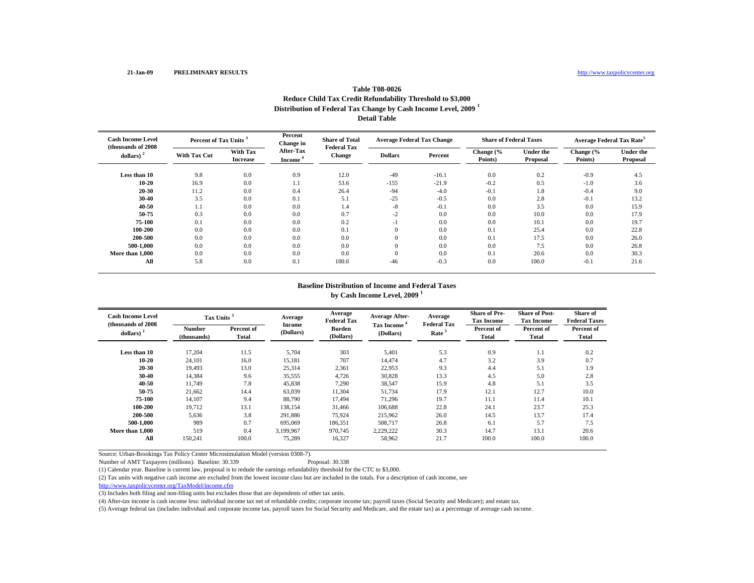21-Jan-09 **PRELIMINARY RESULTS** http://www.taxpolicycenter.org

## Table T08-0026
## Reduce Child Tax Credit Refundability Threshold to $3,000
## Distribution of Federal Tax Change by Cash Income Level, 2009 [1]
## Detail Table

| Cash Income Level (thousands of 2008 dollars) [2] | Percent of Tax Units [3] | | Percent Change in After-Tax Income [4] | Share of Total Federal Tax Change | Average Federal Tax Change | | Share of Federal Taxes | | Average Federal Tax Rate[5] | |
|---|---|---|---|---|---|---|---|---|---|---|
| | With Tax Cut | With Tax Increase | | | Dollars | Percent | Change (% Points) | Under the Proposal | Change (% Points) | Under the Proposal |
| Less than 10 | 9.8 | 0.0 | 0.9 | 12.0 | -49 | -16.1 | 0.0 | 0.2 | -0.9 | 4.5 |
| 10-20 | 16.9 | 0.0 | 1.1 | 53.6 | -155 | -21.9 | -0.2 | 0.5 | -1.0 | 3.6 |
| 20-30 | 11.2 | 0.0 | 0.4 | 26.4 | -94 | -4.0 | -0.1 | 1.8 | -0.4 | 9.0 |
| 30-40 | 3.5 | 0.0 | 0.1 | 5.1 | -25 | -0.5 | 0.0 | 2.8 | -0.1 | 13.2 |
| 40-50 | 1.1 | 0.0 | 0.0 | 1.4 | -8 | -0.1 | 0.0 | 3.5 | 0.0 | 15.9 |
| 50-75 | 0.3 | 0.0 | 0.0 | 0.7 | -2 | 0.0 | 0.0 | 10.0 | 0.0 | 17.9 |
| 75-100 | 0.1 | 0.0 | 0.0 | 0.2 | -1 | 0.0 | 0.0 | 10.1 | 0.0 | 19.7 |
| 100-200 | 0.0 | 0.0 | 0.0 | 0.1 | 0 | 0.0 | 0.1 | 25.4 | 0.0 | 22.8 |
| 200-500 | 0.0 | 0.0 | 0.0 | 0.0 | 0 | 0.0 | 0.1 | 17.5 | 0.0 | 26.0 |
| 500-1,000 | 0.0 | 0.0 | 0.0 | 0.0 | 0 | 0.0 | 0.0 | 7.5 | 0.0 | 26.8 |
| More than 1,000 | 0.0 | 0.0 | 0.0 | 0.0 | 0 | 0.0 | 0.1 | 20.6 | 0.0 | 30.3 |
| All | 5.8 | 0.0 | 0.1 | 100.0 | -46 | -0.3 | 0.0 | 100.0 | -0.1 | 21.6 |

## Baseline Distribution of Income and Federal Taxes
## by Cash Income Level, 2009 [1]

| Cash Income Level (thousands of 2008 dollars) [2] | Tax Units [3] | | Average Income (Dollars) | Average Federal Tax Burden (Dollars) | Average After-Tax Income [4] (Dollars) | Average Federal Tax Rate [5] | Share of Pre-Tax Income | Share of Post-Tax Income | Share of Federal Taxes |
|---|---|---|---|---|---|---|---|---|---|
| | Number (thousands) | Percent of Total | | | | | Percent of Total | Percent of Total | Percent of Total |
| Less than 10 | 17,204 | 11.5 | 5,704 | 303 | 5,401 | 5.3 | 0.9 | 1.1 | 0.2 |
| 10-20 | 24,101 | 16.0 | 15,181 | 707 | 14,474 | 4.7 | 3.2 | 3.9 | 0.7 |
| 20-30 | 19,493 | 13.0 | 25,314 | 2,361 | 22,953 | 9.3 | 4.4 | 5.1 | 1.9 |
| 30-40 | 14,384 | 9.6 | 35,555 | 4,726 | 30,828 | 13.3 | 4.5 | 5.0 | 2.8 |
| 40-50 | 11,749 | 7.8 | 45,838 | 7,290 | 38,547 | 15.9 | 4.8 | 5.1 | 3.5 |
| 50-75 | 21,662 | 14.4 | 63,039 | 11,304 | 51,734 | 17.9 | 12.1 | 12.7 | 10.0 |
| 75-100 | 14,107 | 9.4 | 88,790 | 17,494 | 71,296 | 19.7 | 11.1 | 11.4 | 10.1 |
| 100-200 | 19,712 | 13.1 | 138,154 | 31,466 | 106,688 | 22.8 | 24.1 | 23.7 | 25.3 |
| 200-500 | 5,636 | 3.8 | 291,886 | 75,924 | 215,962 | 26.0 | 14.5 | 13.7 | 17.4 |
| 500-1,000 | 989 | 0.7 | 695,069 | 186,351 | 508,717 | 26.8 | 6.1 | 5.7 | 7.5 |
| More than 1,000 | 519 | 0.4 | 3,199,967 | 970,745 | 2,229,222 | 30.3 | 14.7 | 13.1 | 20.6 |
| All | 150,241 | 100.0 | 75,289 | 16,327 | 58,962 | 21.7 | 100.0 | 100.0 | 100.0 |

Source: Urban-Brookings Tax Policy Center Microsimulation Model (version 0308-7).

Number of AMT Taxpayers (millions). Baseline: 30.339 Proposal: 30.338

(1) Calendar year. Baseline is current law, proposal is to redude the earnings refundability threshold for the CTC to $3,000.

(2) Tax units with negative cash income are excluded from the lowest income class but are included in the totals. For a description of cash income, see http://www.taxpolicycenter.org/TaxModel/income.cfm

(3) Includes both filing and non-filing units but excludes those that are dependents of other tax units.

(4) After-tax income is cash income less: individual income tax net of refundable credits; corporate income tax; payroll taxes (Social Security and Medicare); and estate tax.

(5) Average federal tax (includes individual and corporate income tax, payroll taxes for Social Security and Medicare, and the estate tax) as a percentage of average cash income.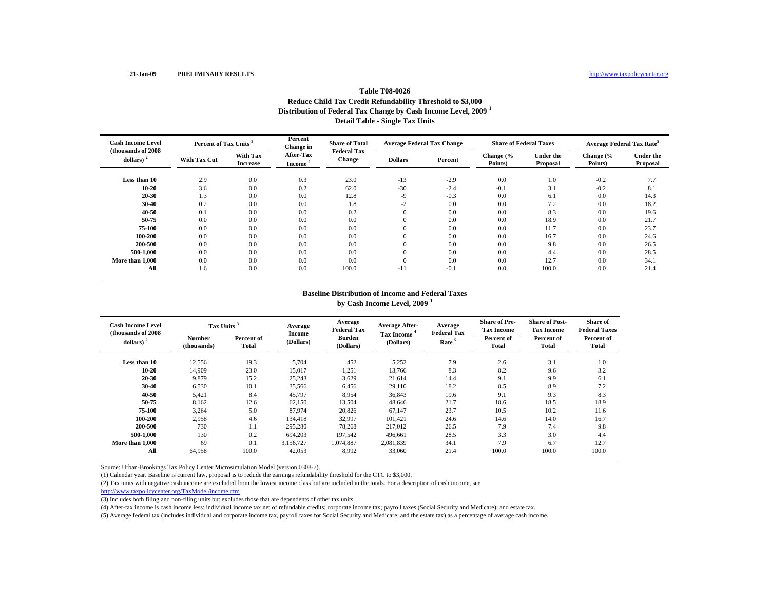21-Jan-09 **PRELIMINARY RESULTS** http://www.taxpolicycenter.org

## Table T08-0026
### Reduce Child Tax Credit Refundability Threshold to $3,000
### Distribution of Federal Tax Change by Cash Income Level, 2009 [1]
### Detail Table - Single Tax Units

| Cash Income Level (thousands of 2008 dollars) [2] | Percent of Tax Units [3] | | Percent Change in After-Tax Income [4] | Share of Total Federal Tax Change | Average Federal Tax Change | | Share of Federal Taxes | | Average Federal Tax Rate[5] | |
|---|---|---|---|---|---|---|---|---|---|---|
| | With Tax Cut | With Tax Increase | | | Dollars | Percent | Change (% Points) | Under the Proposal | Change (% Points) | Under the Proposal |
| Less than 10 | 2.9 | 0.0 | 0.3 | 23.0 | -13 | -2.9 | 0.0 | 1.0 | -0.2 | 7.7 |
| 10-20 | 3.6 | 0.0 | 0.2 | 62.0 | -30 | -2.4 | -0.1 | 3.1 | -0.2 | 8.1 |
| 20-30 | 1.3 | 0.0 | 0.0 | 12.8 | -9 | -0.3 | 0.0 | 6.1 | 0.0 | 14.3 |
| 30-40 | 0.2 | 0.0 | 0.0 | 1.8 | -2 | 0.0 | 0.0 | 7.2 | 0.0 | 18.2 |
| 40-50 | 0.1 | 0.0 | 0.0 | 0.2 | 0 | 0.0 | 0.0 | 8.3 | 0.0 | 19.6 |
| 50-75 | 0.0 | 0.0 | 0.0 | 0.0 | 0 | 0.0 | 0.0 | 18.9 | 0.0 | 21.7 |
| 75-100 | 0.0 | 0.0 | 0.0 | 0.0 | 0 | 0.0 | 0.0 | 11.7 | 0.0 | 23.7 |
| 100-200 | 0.0 | 0.0 | 0.0 | 0.0 | 0 | 0.0 | 0.0 | 16.7 | 0.0 | 24.6 |
| 200-500 | 0.0 | 0.0 | 0.0 | 0.0 | 0 | 0.0 | 0.0 | 9.8 | 0.0 | 26.5 |
| 500-1,000 | 0.0 | 0.0 | 0.0 | 0.0 | 0 | 0.0 | 0.0 | 4.4 | 0.0 | 28.5 |
| More than 1,000 | 0.0 | 0.0 | 0.0 | 0.0 | 0 | 0.0 | 0.0 | 12.7 | 0.0 | 34.1 |
| All | 1.6 | 0.0 | 0.0 | 100.0 | -11 | -0.1 | 0.0 | 100.0 | 0.0 | 21.4 |

### Baseline Distribution of Income and Federal Taxes by Cash Income Level, 2009 [1]

| Cash Income Level (thousands of 2008 dollars) [2] | Tax Units [3] | | Average Income (Dollars) | Average Federal Tax Burden (Dollars) | Average After-Tax Income [4] (Dollars) | Average Federal Tax Rate [5] | Share of Pre-Tax Income | Share of Post-Tax Income | Share of Federal Taxes |
|---|---|---|---|---|---|---|---|---|---|
| | Number (thousands) | Percent of Total | | | | | Percent of Total | Percent of Total | Percent of Total |
| Less than 10 | 12,556 | 19.3 | 5,704 | 452 | 5,252 | 7.9 | 2.6 | 3.1 | 1.0 |
| 10-20 | 14,909 | 23.0 | 15,017 | 1,251 | 13,766 | 8.3 | 8.2 | 9.6 | 3.2 |
| 20-30 | 9,879 | 15.2 | 25,243 | 3,629 | 21,614 | 14.4 | 9.1 | 9.9 | 6.1 |
| 30-40 | 6,530 | 10.1 | 35,566 | 6,456 | 29,110 | 18.2 | 8.5 | 8.9 | 7.2 |
| 40-50 | 5,421 | 8.4 | 45,797 | 8,954 | 36,843 | 19.6 | 9.1 | 9.3 | 8.3 |
| 50-75 | 8,162 | 12.6 | 62,150 | 13,504 | 48,646 | 21.7 | 18.6 | 18.5 | 18.9 |
| 75-100 | 3,264 | 5.0 | 87,974 | 20,826 | 67,147 | 23.7 | 10.5 | 10.2 | 11.6 |
| 100-200 | 2,958 | 4.6 | 134,418 | 32,997 | 101,421 | 24.6 | 14.6 | 14.0 | 16.7 |
| 200-500 | 730 | 1.1 | 295,280 | 78,268 | 217,012 | 26.5 | 7.9 | 7.4 | 9.8 |
| 500-1,000 | 130 | 0.2 | 694,203 | 197,542 | 496,661 | 28.5 | 3.3 | 3.0 | 4.4 |
| More than 1,000 | 69 | 0.1 | 3,156,727 | 1,074,887 | 2,081,839 | 34.1 | 7.9 | 6.7 | 12.7 |
| All | 64,958 | 100.0 | 42,053 | 8,992 | 33,060 | 21.4 | 100.0 | 100.0 | 100.0 |

Source: Urban-Brookings Tax Policy Center Microsimulation Model (version 0308-7).

(1) Calendar year. Baseline is current law, proposal is to redude the earnings refundability threshold for the CTC to $3,000.

(2) Tax units with negative cash income are excluded from the lowest income class but are included in the totals. For a description of cash income, see http://www.taxpolicycenter.org/TaxModel/income.cfm

(3) Includes both filing and non-filing units but excludes those that are dependents of other tax units.

(4) After-tax income is cash income less: individual income tax net of refundable credits; corporate income tax; payroll taxes (Social Security and Medicare); and estate tax.

(5) Average federal tax (includes individual and corporate income tax, payroll taxes for Social Security and Medicare, and the estate tax) as a percentage of average cash income.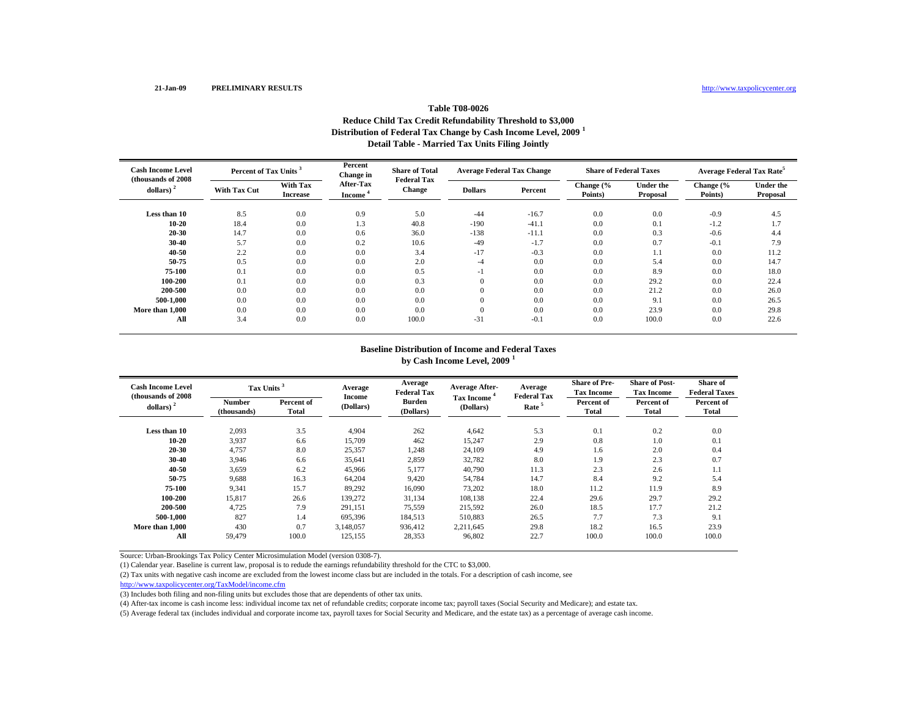21-Jan-09 **PRELIMINARY RESULTS** http://www.taxpolicycenter.org

**Table T08-0026**
**Reduce Child Tax Credit Refundability Threshold to $3,000**
**Distribution of Federal Tax Change by Cash Income Level, 2009 [1]**
**Detail Table - Married Tax Units Filing Jointly**

| Cash Income Level (thousands of 2008 dollars) [2] | Percent of Tax Units [3] | | Percent Change in After-Tax Income [4] | Share of Total Federal Tax Change | Average Federal Tax Change | | Share of Federal Taxes | | Average Federal Tax Rate[5] | |
|---|---|---|---|---|---|---|---|---|---|---|
| | With Tax Cut | With Tax Increase | | | Dollars | Percent | Change (% Points) | Under the Proposal | Change (% Points) | Under the Proposal |
| **Less than 10** | 8.5 | 0.0 | 0.9 | 5.0 | -44 | -16.7 | 0.0 | 0.0 | -0.9 | 4.5 |
| **10-20** | 18.4 | 0.0 | 1.3 | 40.8 | -190 | -41.1 | 0.0 | 0.1 | -1.2 | 1.7 |
| **20-30** | 14.7 | 0.0 | 0.6 | 36.0 | -138 | -11.1 | 0.0 | 0.3 | -0.6 | 4.4 |
| **30-40** | 5.7 | 0.0 | 0.2 | 10.6 | -49 | -1.7 | 0.0 | 0.7 | -0.1 | 7.9 |
| **40-50** | 2.2 | 0.0 | 0.0 | 3.4 | -17 | -0.3 | 0.0 | 1.1 | 0.0 | 11.2 |
| **50-75** | 0.5 | 0.0 | 0.0 | 2.0 | -4 | 0.0 | 0.0 | 5.4 | 0.0 | 14.7 |
| **75-100** | 0.1 | 0.0 | 0.0 | 0.5 | -1 | 0.0 | 0.0 | 8.9 | 0.0 | 18.0 |
| **100-200** | 0.1 | 0.0 | 0.0 | 0.3 | 0 | 0.0 | 0.0 | 29.2 | 0.0 | 22.4 |
| **200-500** | 0.0 | 0.0 | 0.0 | 0.0 | 0 | 0.0 | 0.0 | 21.2 | 0.0 | 26.0 |
| **500-1,000** | 0.0 | 0.0 | 0.0 | 0.0 | 0 | 0.0 | 0.0 | 9.1 | 0.0 | 26.5 |
| **More than 1,000** | 0.0 | 0.0 | 0.0 | 0.0 | 0 | 0.0 | 0.0 | 23.9 | 0.0 | 29.8 |
| **All** | 3.4 | 0.0 | 0.0 | 100.0 | -31 | -0.1 | 0.0 | 100.0 | 0.0 | 22.6 |

**Baseline Distribution of Income and Federal Taxes**
**by Cash Income Level, 2009 [1]**

| Cash Income Level (thousands of 2008 dollars) [2] | Tax Units [3] | | Average Income (Dollars) | Average Federal Tax Burden (Dollars) | Average After-Tax Income [4] (Dollars) | Average Federal Tax Rate [5] | Share of Pre-Tax Income | Share of Post-Tax Income | Share of Federal Taxes |
|---|---|---|---|---|---|---|---|---|---|
| | Number (thousands) | Percent of Total | | | | | Percent of Total | Percent of Total | Percent of Total |
| **Less than 10** | 2,093 | 3.5 | 4,904 | 262 | 4,642 | 5.3 | 0.1 | 0.2 | 0.0 |
| **10-20** | 3,937 | 6.6 | 15,709 | 462 | 15,247 | 2.9 | 0.8 | 1.0 | 0.1 |
| **20-30** | 4,757 | 8.0 | 25,357 | 1,248 | 24,109 | 4.9 | 1.6 | 2.0 | 0.4 |
| **30-40** | 3,946 | 6.6 | 35,641 | 2,859 | 32,782 | 8.0 | 1.9 | 2.3 | 0.7 |
| **40-50** | 3,659 | 6.2 | 45,966 | 5,177 | 40,790 | 11.3 | 2.3 | 2.6 | 1.1 |
| **50-75** | 9,688 | 16.3 | 64,204 | 9,420 | 54,784 | 14.7 | 8.4 | 9.2 | 5.4 |
| **75-100** | 9,341 | 15.7 | 89,292 | 16,090 | 73,202 | 18.0 | 11.2 | 11.9 | 8.9 |
| **100-200** | 15,817 | 26.6 | 139,272 | 31,134 | 108,138 | 22.4 | 29.6 | 29.7 | 29.2 |
| **200-500** | 4,725 | 7.9 | 291,151 | 75,559 | 215,592 | 26.0 | 18.5 | 17.7 | 21.2 |
| **500-1,000** | 827 | 1.4 | 695,396 | 184,513 | 510,883 | 26.5 | 7.7 | 7.3 | 9.1 |
| **More than 1,000** | 430 | 0.7 | 3,148,057 | 936,412 | 2,211,645 | 29.8 | 18.2 | 16.5 | 23.9 |
| **All** | 59,479 | 100.0 | 125,155 | 28,353 | 96,802 | 22.7 | 100.0 | 100.0 | 100.0 |

Source: Urban-Brookings Tax Policy Center Microsimulation Model (version 0308-7).

(1) Calendar year. Baseline is current law, proposal is to redude the earnings refundability threshold for the CTC to $3,000.

(2) Tax units with negative cash income are excluded from the lowest income class but are included in the totals. For a description of cash income, see http://www.taxpolicycenter.org/TaxModel/income.cfm

(3) Includes both filing and non-filing units but excludes those that are dependents of other tax units.

(4) After-tax income is cash income less: individual income tax net of refundable credits; corporate income tax; payroll taxes (Social Security and Medicare); and estate tax.

(5) Average federal tax (includes individual and corporate income tax, payroll taxes for Social Security and Medicare, and the estate tax) as a percentage of average cash income.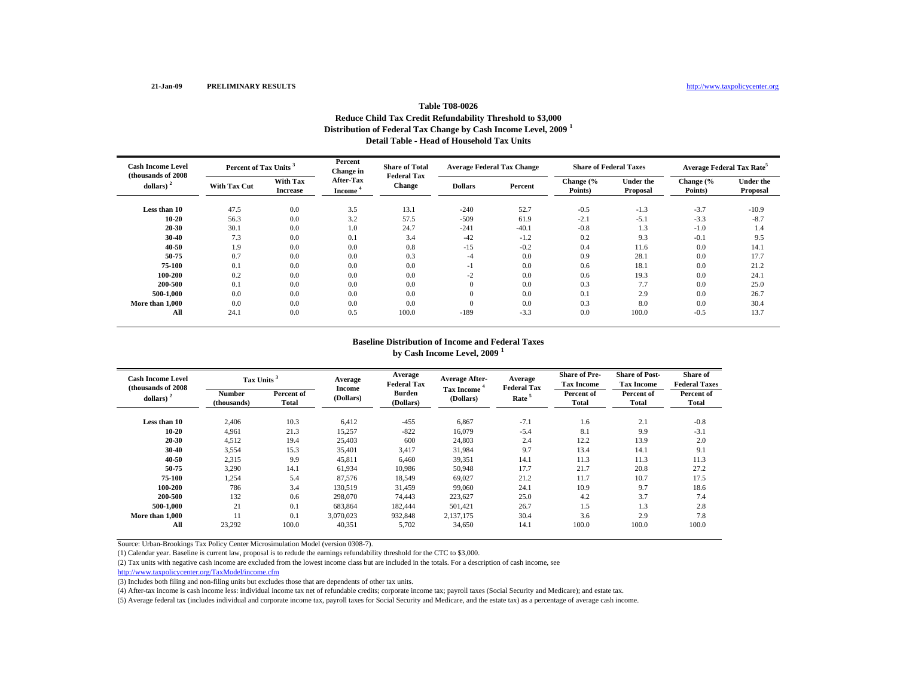21-Jan-09 **PRELIMINARY RESULTS** http://www.taxpolicycenter.org

### Table T08-0026
### Reduce Child Tax Credit Refundability Threshold to $3,000
### Distribution of Federal Tax Change by Cash Income Level, 2009 [1]
### Detail Table - Head of Household Tax Units

| Cash Income Level (thousands of 2008 dollars) [2] | Percent of Tax Units [3] | | Percent Change in After-Tax Income [4] | Share of Total Federal Tax Change | Average Federal Tax Change | | Share of Federal Taxes | | Average Federal Tax Rate [5] | |
|---|---|---|---|---|---|---|---|---|---|---|
| | With Tax Cut | With Tax Increase | | | Dollars | Percent | Change (% Points) | Under the Proposal | Change (% Points) | Under the Proposal |
| **Less than 10** | 47.5 | 0.0 | 3.5 | 13.1 | -240 | 52.7 | -0.5 | -1.3 | -3.7 | -10.9 |
| **10-20** | 56.3 | 0.0 | 3.2 | 57.5 | -509 | 61.9 | -2.1 | -5.1 | -3.3 | -8.7 |
| **20-30** | 30.1 | 0.0 | 1.0 | 24.7 | -241 | -40.1 | -0.8 | 1.3 | -1.0 | 1.4 |
| **30-40** | 7.3 | 0.0 | 0.1 | 3.4 | -42 | -1.2 | 0.2 | 9.3 | -0.1 | 9.5 |
| **40-50** | 1.9 | 0.0 | 0.0 | 0.8 | -15 | -0.2 | 0.4 | 11.6 | 0.0 | 14.1 |
| **50-75** | 0.7 | 0.0 | 0.0 | 0.3 | -4 | 0.0 | 0.9 | 28.1 | 0.0 | 17.7 |
| **75-100** | 0.1 | 0.0 | 0.0 | 0.0 | -1 | 0.0 | 0.6 | 18.1 | 0.0 | 21.2 |
| **100-200** | 0.2 | 0.0 | 0.0 | 0.0 | -2 | 0.0 | 0.6 | 19.3 | 0.0 | 24.1 |
| **200-500** | 0.1 | 0.0 | 0.0 | 0.0 | 0 | 0.0 | 0.3 | 7.7 | 0.0 | 25.0 |
| **500-1,000** | 0.0 | 0.0 | 0.0 | 0.0 | 0 | 0.0 | 0.1 | 2.9 | 0.0 | 26.7 |
| **More than 1,000** | 0.0 | 0.0 | 0.0 | 0.0 | 0 | 0.0 | 0.3 | 8.0 | 0.0 | 30.4 |
| **All** | 24.1 | 0.0 | 0.5 | 100.0 | -189 | -3.3 | 0.0 | 100.0 | -0.5 | 13.7 |

### Baseline Distribution of Income and Federal Taxes
### by Cash Income Level, 2009 [1]

| Cash Income Level (thousands of 2008 dollars) [2] | Tax Units [3] | | Average Income (Dollars) | Average Federal Tax Burden (Dollars) | Average After-Tax Income [4] (Dollars) | Average Federal Tax Rate [5] | Share of Pre-Tax Income | Share of Post-Tax Income | Share of Federal Taxes |
|---|---|---|---|---|---|---|---|---|---|
| | Number (thousands) | Percent of Total | | | | | Percent of Total | Percent of Total | Percent of Total |
| **Less than 10** | 2,406 | 10.3 | 6,412 | -455 | 6,867 | -7.1 | 1.6 | 2.1 | -0.8 |
| **10-20** | 4,961 | 21.3 | 15,257 | -822 | 16,079 | -5.4 | 8.1 | 9.9 | -3.1 |
| **20-30** | 4,512 | 19.4 | 25,403 | 600 | 24,803 | 2.4 | 12.2 | 13.9 | 2.0 |
| **30-40** | 3,554 | 15.3 | 35,401 | 3,417 | 31,984 | 9.7 | 13.4 | 14.1 | 9.1 |
| **40-50** | 2,315 | 9.9 | 45,811 | 6,460 | 39,351 | 14.1 | 11.3 | 11.3 | 11.3 |
| **50-75** | 3,290 | 14.1 | 61,934 | 10,986 | 50,948 | 17.7 | 21.7 | 20.8 | 27.2 |
| **75-100** | 1,254 | 5.4 | 87,576 | 18,549 | 69,027 | 21.2 | 11.7 | 10.7 | 17.5 |
| **100-200** | 786 | 3.4 | 130,519 | 31,459 | 99,060 | 24.1 | 10.9 | 9.7 | 18.6 |
| **200-500** | 132 | 0.6 | 298,070 | 74,443 | 223,627 | 25.0 | 4.2 | 3.7 | 7.4 |
| **500-1,000** | 21 | 0.1 | 683,864 | 182,444 | 501,421 | 26.7 | 1.5 | 1.3 | 2.8 |
| **More than 1,000** | 11 | 0.1 | 3,070,023 | 932,848 | 2,137,175 | 30.4 | 3.6 | 2.9 | 7.8 |
| **All** | 23,292 | 100.0 | 40,351 | 5,702 | 34,650 | 14.1 | 100.0 | 100.0 | 100.0 |

Source: Urban-Brookings Tax Policy Center Microsimulation Model (version 0308-7).

(1) Calendar year. Baseline is current law, proposal is to redude the earnings refundability threshold for the CTC to $3,000.

(2) Tax units with negative cash income are excluded from the lowest income class but are included in the totals. For a description of cash income, see http://www.taxpolicycenter.org/TaxModel/income.cfm

(3) Includes both filing and non-filing units but excludes those that are dependents of other tax units.

(4) After-tax income is cash income less: individual income tax net of refundable credits; corporate income tax; payroll taxes (Social Security and Medicare); and estate tax.

(5) Average federal tax (includes individual and corporate income tax, payroll taxes for Social Security and Medicare, and the estate tax) as a percentage of average cash income.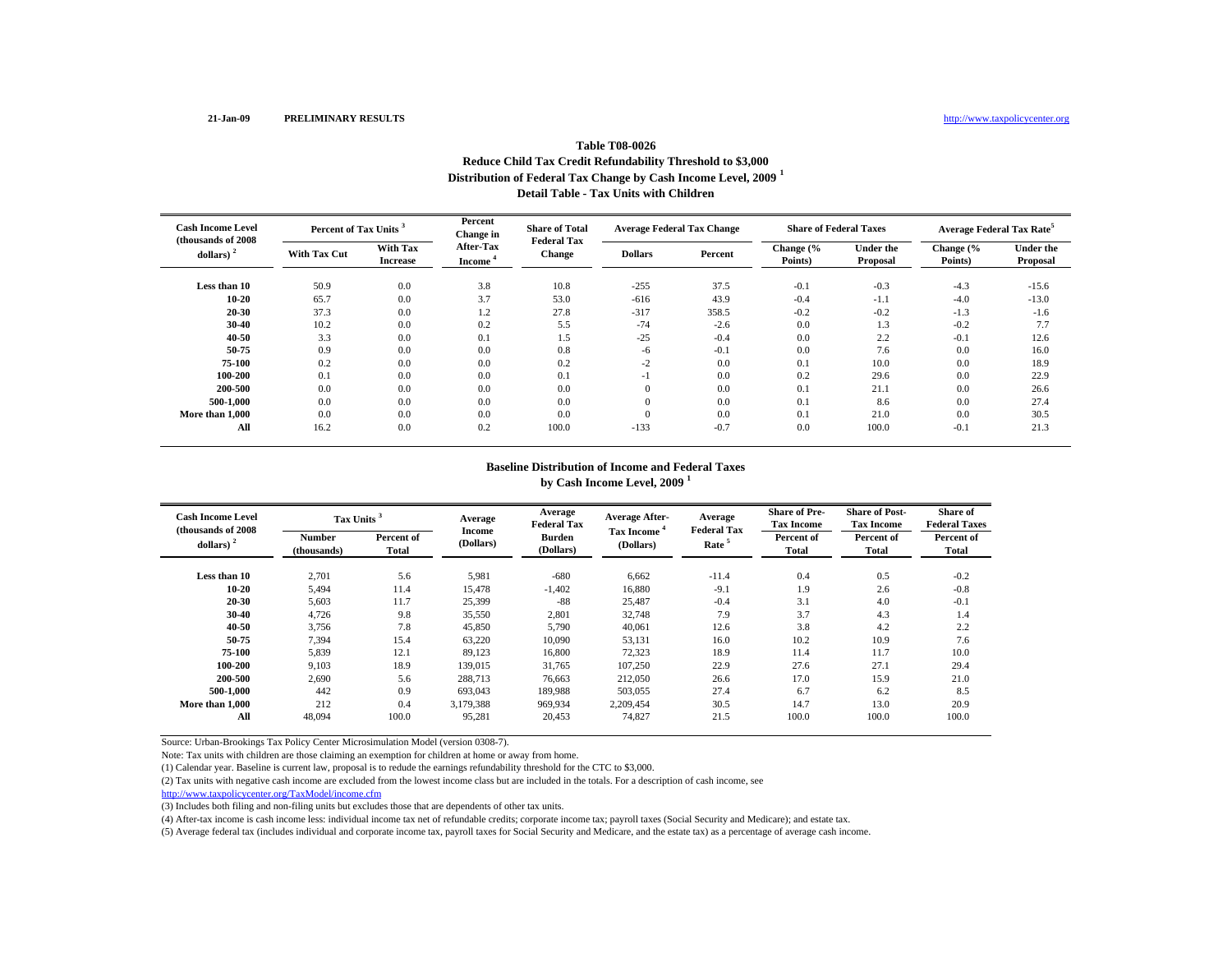21-Jan-09 **PRELIMINARY RESULTS** http://www.taxpolicycenter.org

### Table T08-0026
### Reduce Child Tax Credit Refundability Threshold to $3,000
### Distribution of Federal Tax Change by Cash Income Level, 2009 [1]
### Detail Table - Tax Units with Children

| Cash Income Level (thousands of 2008 dollars) [2] | Percent of Tax Units [3] | | Percent Change in After-Tax Income [4] | Share of Total Federal Tax Change | Average Federal Tax Change | | Share of Federal Taxes | | Average Federal Tax Rate[5] | |
|---|---|---|---|---|---|---|---|---|---|---|
| | With Tax Cut | With Tax Increase | | | Dollars | Percent | Change (% Points) | Under the Proposal | Change (% Points) | Under the Proposal |
| Less than 10 | 50.9 | 0.0 | 3.8 | 10.8 | -255 | 37.5 | -0.1 | -0.3 | -4.3 | -15.6 |
| 10-20 | 65.7 | 0.0 | 3.7 | 53.0 | -616 | 43.9 | -0.4 | -1.1 | -4.0 | -13.0 |
| 20-30 | 37.3 | 0.0 | 1.2 | 27.8 | -317 | 358.5 | -0.2 | -0.2 | -1.3 | -1.6 |
| 30-40 | 10.2 | 0.0 | 0.2 | 5.5 | -74 | -2.6 | 0.0 | 1.3 | -0.2 | 7.7 |
| 40-50 | 3.3 | 0.0 | 0.1 | 1.5 | -25 | -0.4 | 0.0 | 2.2 | -0.1 | 12.6 |
| 50-75 | 0.9 | 0.0 | 0.0 | 0.8 | -6 | -0.1 | 0.0 | 7.6 | 0.0 | 16.0 |
| 75-100 | 0.2 | 0.0 | 0.0 | 0.2 | -2 | 0.0 | 0.1 | 10.0 | 0.0 | 18.9 |
| 100-200 | 0.1 | 0.0 | 0.0 | 0.1 | -1 | 0.0 | 0.2 | 29.6 | 0.0 | 22.9 |
| 200-500 | 0.0 | 0.0 | 0.0 | 0.0 | 0 | 0.0 | 0.1 | 21.1 | 0.0 | 26.6 |
| 500-1,000 | 0.0 | 0.0 | 0.0 | 0.0 | 0 | 0.0 | 0.1 | 8.6 | 0.0 | 27.4 |
| More than 1,000 | 0.0 | 0.0 | 0.0 | 0.0 | 0 | 0.0 | 0.1 | 21.0 | 0.0 | 30.5 |
| All | 16.2 | 0.0 | 0.2 | 100.0 | -133 | -0.7 | 0.0 | 100.0 | -0.1 | 21.3 |

### Baseline Distribution of Income and Federal Taxes
### by Cash Income Level, 2009 [1]

| Cash Income Level (thousands of 2008 dollars) [2] | Tax Units [3] | | Average Income (Dollars) | Average Federal Tax Burden (Dollars) | Average After-Tax Income [4] (Dollars) | Average Federal Tax Rate [5] | Share of Pre-Tax Income | Share of Post-Tax Income | Share of Federal Taxes |
|---|---|---|---|---|---|---|---|---|---|
| | Number (thousands) | Percent of Total | | | | | Percent of Total | Percent of Total | Percent of Total |
| Less than 10 | 2,701 | 5.6 | 5,981 | -680 | 6,662 | -11.4 | 0.4 | 0.5 | -0.2 |
| 10-20 | 5,494 | 11.4 | 15,478 | -1,402 | 16,880 | -9.1 | 1.9 | 2.6 | -0.8 |
| 20-30 | 5,603 | 11.7 | 25,399 | -88 | 25,487 | -0.4 | 3.1 | 4.0 | -0.1 |
| 30-40 | 4,726 | 9.8 | 35,550 | 2,801 | 32,748 | 7.9 | 3.7 | 4.3 | 1.4 |
| 40-50 | 3,756 | 7.8 | 45,850 | 5,790 | 40,061 | 12.6 | 3.8 | 4.2 | 2.2 |
| 50-75 | 7,394 | 15.4 | 63,220 | 10,090 | 53,131 | 16.0 | 10.2 | 10.9 | 7.6 |
| 75-100 | 5,839 | 12.1 | 89,123 | 16,800 | 72,323 | 18.9 | 11.4 | 11.7 | 10.0 |
| 100-200 | 9,103 | 18.9 | 139,015 | 31,765 | 107,250 | 22.9 | 27.6 | 27.1 | 29.4 |
| 200-500 | 2,690 | 5.6 | 288,713 | 76,663 | 212,050 | 26.6 | 17.0 | 15.9 | 21.0 |
| 500-1,000 | 442 | 0.9 | 693,043 | 189,988 | 503,055 | 27.4 | 6.7 | 6.2 | 8.5 |
| More than 1,000 | 212 | 0.4 | 3,179,388 | 969,934 | 2,209,454 | 30.5 | 14.7 | 13.0 | 20.9 |
| All | 48,094 | 100.0 | 95,281 | 20,453 | 74,827 | 21.5 | 100.0 | 100.0 | 100.0 |

Source: Urban-Brookings Tax Policy Center Microsimulation Model (version 0308-7).

Note: Tax units with children are those claiming an exemption for children at home or away from home.

(1) Calendar year. Baseline is current law, proposal is to redude the earnings refundability threshold for the CTC to $3,000.

(2) Tax units with negative cash income are excluded from the lowest income class but are included in the totals. For a description of cash income, see http://www.taxpolicycenter.org/TaxModel/income.cfm

(3) Includes both filing and non-filing units but excludes those that are dependents of other tax units.

(4) After-tax income is cash income less: individual income tax net of refundable credits; corporate income tax; payroll taxes (Social Security and Medicare); and estate tax.

(5) Average federal tax (includes individual and corporate income tax, payroll taxes for Social Security and Medicare, and the estate tax) as a percentage of average cash income.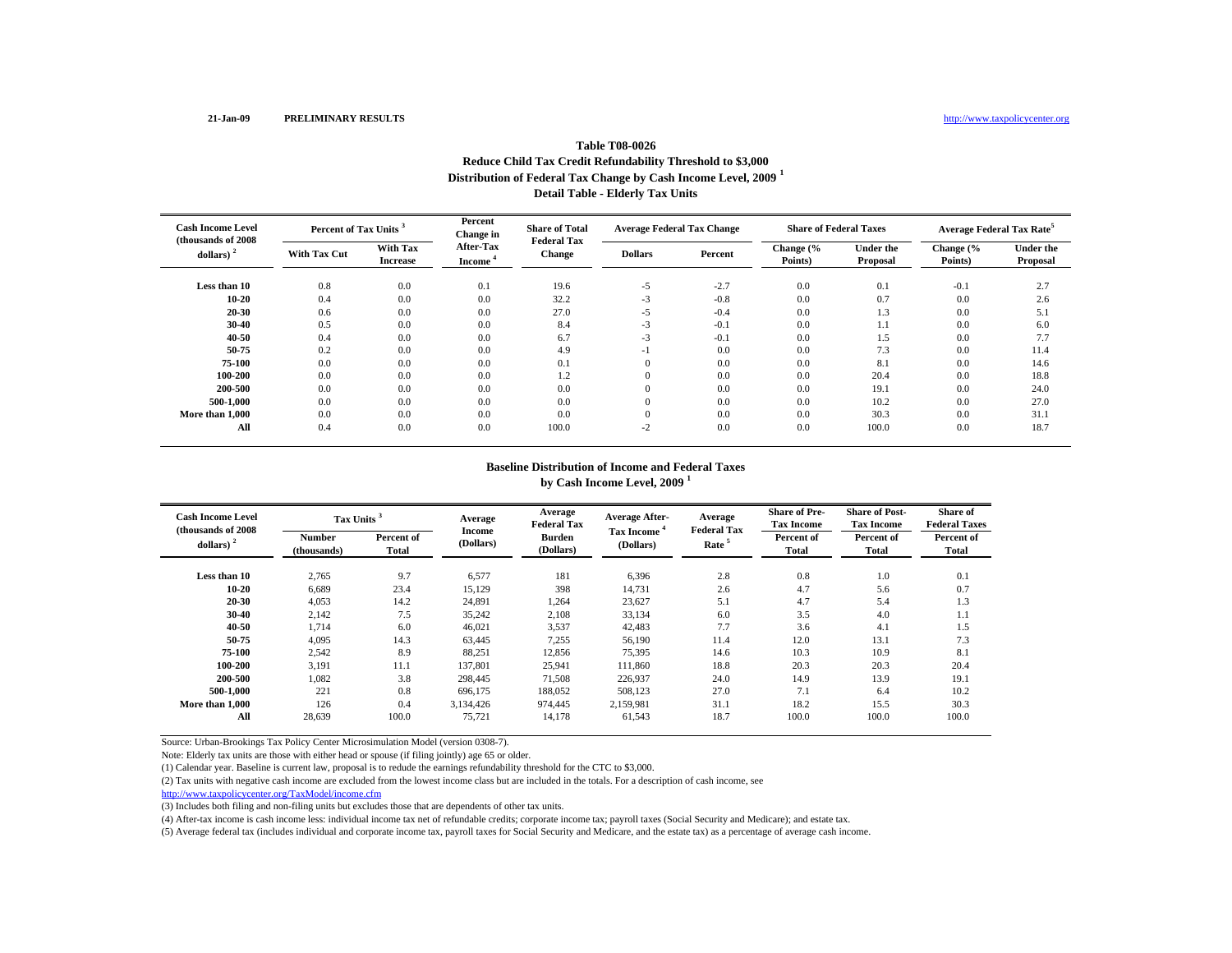21-Jan-09 **PRELIMINARY RESULTS** http://www.taxpolicycenter.org

## Table T08-0026
## Reduce Child Tax Credit Refundability Threshold to $3,000
## Distribution of Federal Tax Change by Cash Income Level, 2009 [1]
## Detail Table - Elderly Tax Units

| Cash Income Level (thousands of 2008 dollars) [2] | Percent of Tax Units [3] | | Percent Change in After-Tax Income [4] | Share of Total Federal Tax Change | Average Federal Tax Change | | Share of Federal Taxes | | Average Federal Tax Rate[5] | |
|---|---|---|---|---|---|---|---|---|---|---|
| | With Tax Cut | With Tax Increase | | | Dollars | Percent | Change (% Points) | Under the Proposal | Change (% Points) | Under the Proposal |
| Less than 10 | 0.8 | 0.0 | 0.1 | 19.6 | -5 | -2.7 | 0.0 | 0.1 | -0.1 | 2.7 |
| 10-20 | 0.4 | 0.0 | 0.0 | 32.2 | -3 | -0.8 | 0.0 | 0.7 | 0.0 | 2.6 |
| 20-30 | 0.6 | 0.0 | 0.0 | 27.0 | -5 | -0.4 | 0.0 | 1.3 | 0.0 | 5.1 |
| 30-40 | 0.5 | 0.0 | 0.0 | 8.4 | -3 | -0.1 | 0.0 | 1.1 | 0.0 | 6.0 |
| 40-50 | 0.4 | 0.0 | 0.0 | 6.7 | -3 | -0.1 | 0.0 | 1.5 | 0.0 | 7.7 |
| 50-75 | 0.2 | 0.0 | 0.0 | 4.9 | -1 | 0.0 | 0.0 | 7.3 | 0.0 | 11.4 |
| 75-100 | 0.0 | 0.0 | 0.0 | 0.1 | 0 | 0.0 | 0.0 | 8.1 | 0.0 | 14.6 |
| 100-200 | 0.0 | 0.0 | 0.0 | 1.2 | 0 | 0.0 | 0.0 | 20.4 | 0.0 | 18.8 |
| 200-500 | 0.0 | 0.0 | 0.0 | 0.0 | 0 | 0.0 | 0.0 | 19.1 | 0.0 | 24.0 |
| 500-1,000 | 0.0 | 0.0 | 0.0 | 0.0 | 0 | 0.0 | 0.0 | 10.2 | 0.0 | 27.0 |
| More than 1,000 | 0.0 | 0.0 | 0.0 | 0.0 | 0 | 0.0 | 0.0 | 30.3 | 0.0 | 31.1 |
| All | 0.4 | 0.0 | 0.0 | 100.0 | -2 | 0.0 | 0.0 | 100.0 | 0.0 | 18.7 |

## Baseline Distribution of Income and Federal Taxes
## by Cash Income Level, 2009 [1]

| Cash Income Level (thousands of 2008 dollars) [2] | Tax Units [3] | | Average Income (Dollars) | Average Federal Tax Burden (Dollars) | Average After-Tax Income [4] (Dollars) | Average Federal Tax Rate [5] | Share of Pre-Tax Income | Share of Post-Tax Income | Share of Federal Taxes |
|---|---|---|---|---|---|---|---|---|---|
| | Number (thousands) | Percent of Total | | | | | Percent of Total | Percent of Total | Percent of Total |
| Less than 10 | 2,765 | 9.7 | 6,577 | 181 | 6,396 | 2.8 | 0.8 | 1.0 | 0.1 |
| 10-20 | 6,689 | 23.4 | 15,129 | 398 | 14,731 | 2.6 | 4.7 | 5.6 | 0.7 |
| 20-30 | 4,053 | 14.2 | 24,891 | 1,264 | 23,627 | 5.1 | 4.7 | 5.4 | 1.3 |
| 30-40 | 2,142 | 7.5 | 35,242 | 2,108 | 33,134 | 6.0 | 3.5 | 4.0 | 1.1 |
| 40-50 | 1,714 | 6.0 | 46,021 | 3,537 | 42,483 | 7.7 | 3.6 | 4.1 | 1.5 |
| 50-75 | 4,095 | 14.3 | 63,445 | 7,255 | 56,190 | 11.4 | 12.0 | 13.1 | 7.3 |
| 75-100 | 2,542 | 8.9 | 88,251 | 12,856 | 75,395 | 14.6 | 10.3 | 10.9 | 8.1 |
| 100-200 | 3,191 | 11.1 | 137,801 | 25,941 | 111,860 | 18.8 | 20.3 | 20.3 | 20.4 |
| 200-500 | 1,082 | 3.8 | 298,445 | 71,508 | 226,937 | 24.0 | 14.9 | 13.9 | 19.1 |
| 500-1,000 | 221 | 0.8 | 696,175 | 188,052 | 508,123 | 27.0 | 7.1 | 6.4 | 10.2 |
| More than 1,000 | 126 | 0.4 | 3,134,426 | 974,445 | 2,159,981 | 31.1 | 18.2 | 15.5 | 30.3 |
| All | 28,639 | 100.0 | 75,721 | 14,178 | 61,543 | 18.7 | 100.0 | 100.0 | 100.0 |

Source: Urban-Brookings Tax Policy Center Microsimulation Model (version 0308-7).

Note: Elderly tax units are those with either head or spouse (if filing jointly) age 65 or older.

(1) Calendar year. Baseline is current law, proposal is to reduce the earnings refundability threshold for the CTC to $3,000.

(2) Tax units with negative cash income are excluded from the lowest income class but are included in the totals. For a description of cash income, see http://www.taxpolicycenter.org/TaxModel/income.cfm

(3) Includes both filing and non-filing units but excludes those that are dependents of other tax units.

(4) After-tax income is cash income less: individual income tax net of refundable credits; corporate income tax; payroll taxes (Social Security and Medicare); and estate tax.

(5) Average federal tax (includes individual and corporate income tax, payroll taxes for Social Security and Medicare, and the estate tax) as a percentage of average cash income.